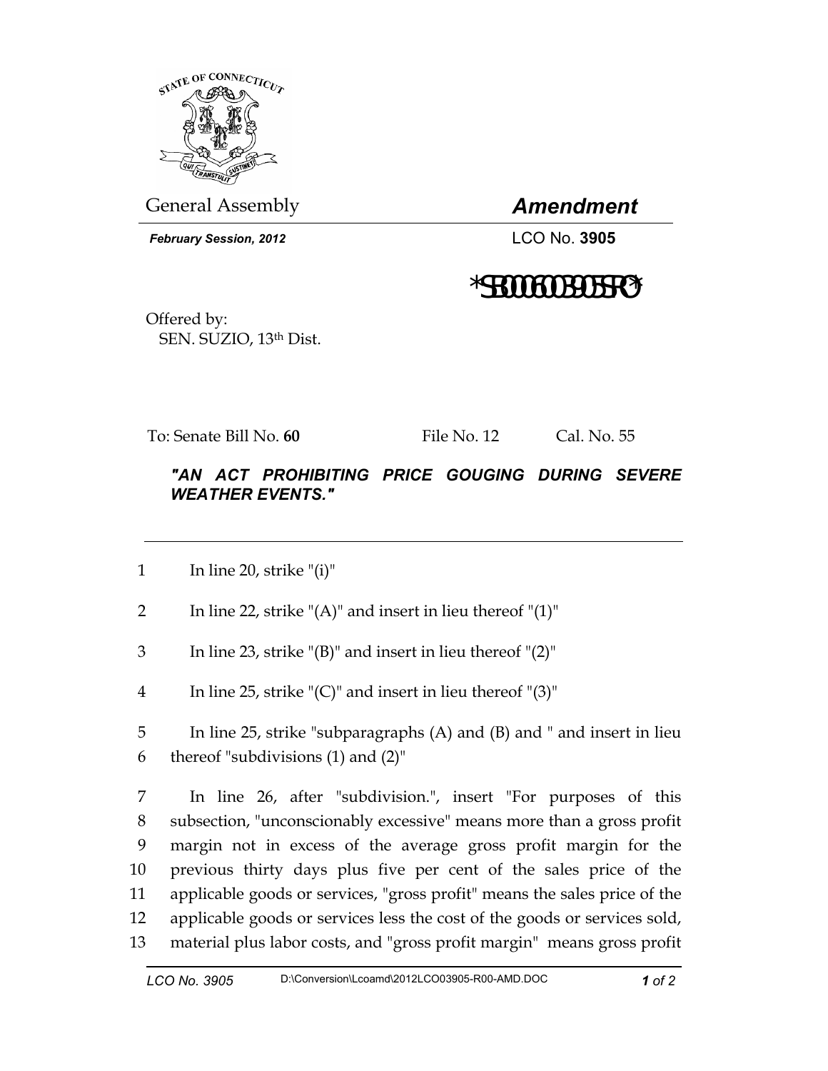General Assembly

***Amendment***

***February Session, 2012***

LCO No. **3905**

*SB0006003905SR0*

Offered by:
SEN. SUZIO, 13th Dist.

To: Senate Bill No. **60** File No. 12 Cal. No. 55

***"AN ACT PROHIBITING PRICE GOUGING DURING SEVERE WEATHER EVENTS."***

---

1 In line 20, strike "(i)"

2 In line 22, strike "(A)" and insert in lieu thereof "(1)"

3 In line 23, strike "(B)" and insert in lieu thereof "(2)"

4 In line 25, strike "(C)" and insert in lieu thereof "(3)"

5 In line 25, strike "subparagraphs (A) and (B) and " and insert in lieu
6 thereof "subdivisions (1) and (2)"

7 In line 26, after "subdivision.", insert "For purposes of this
8 subsection, "unconscionably excessive" means more than a gross profit
9 margin not in excess of the average gross profit margin for the
10 previous thirty days plus five per cent of the sales price of the
11 applicable goods or services, "gross profit" means the sales price of the
12 applicable goods or services less the cost of the goods or services sold,
13 material plus labor costs, and "gross profit margin" means gross profit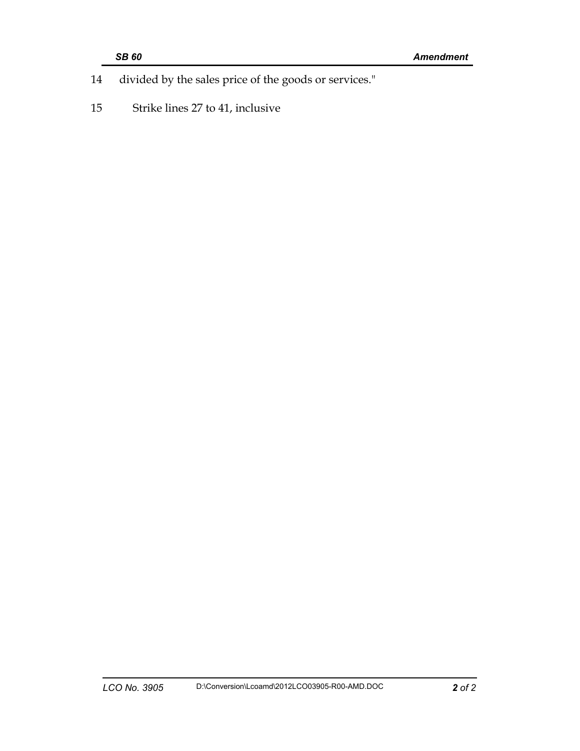14 divided by the sales price of the goods or services."

15 Strike lines 27 to 41, inclusive